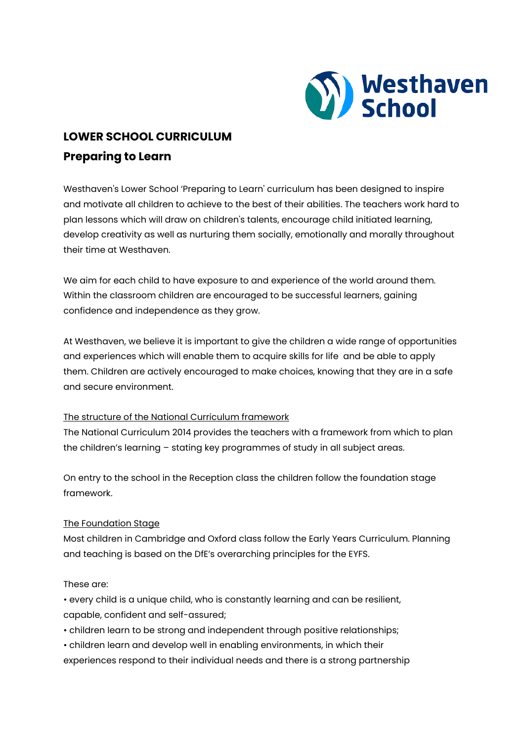# LOWER SCHOOL CURRICULUM

## Preparing to Learn

Westhaven's Lower School 'Preparing to Learn' curriculum has been designed to inspire and motivate all children to achieve to the best of their abilities. The teachers work hard to plan lessons which will draw on children's talents, encourage child initiated learning, develop creativity as well as nurturing them socially, emotionally and morally throughout their time at Westhaven.

We aim for each child to have exposure to and experience of the world around them. Within the classroom children are encouraged to be successful learners, gaining confidence and independence as they grow.

At Westhaven, we believe it is important to give the children a wide range of opportunities and experiences which will enable them to acquire skills for life and be able to apply them. Children are actively encouraged to make choices, knowing that they are in a safe and secure environment.

The structure of the National Curriculum framework

The National Curriculum 2014 provides the teachers with a framework from which to plan the children's learning – stating key programmes of study in all subject areas.

On entry to the school in the Reception class the children follow the foundation stage framework.

The Foundation Stage

Most children in Cambridge and Oxford class follow the Early Years Curriculum. Planning and teaching is based on the DfE's overarching principles for the EYFS.

These are:

- every child is a unique child, who is constantly learning and can be resilient, capable, confident and self-assured;
- children learn to be strong and independent through positive relationships;
- children learn and develop well in enabling environments, in which their experiences respond to their individual needs and there is a strong partnership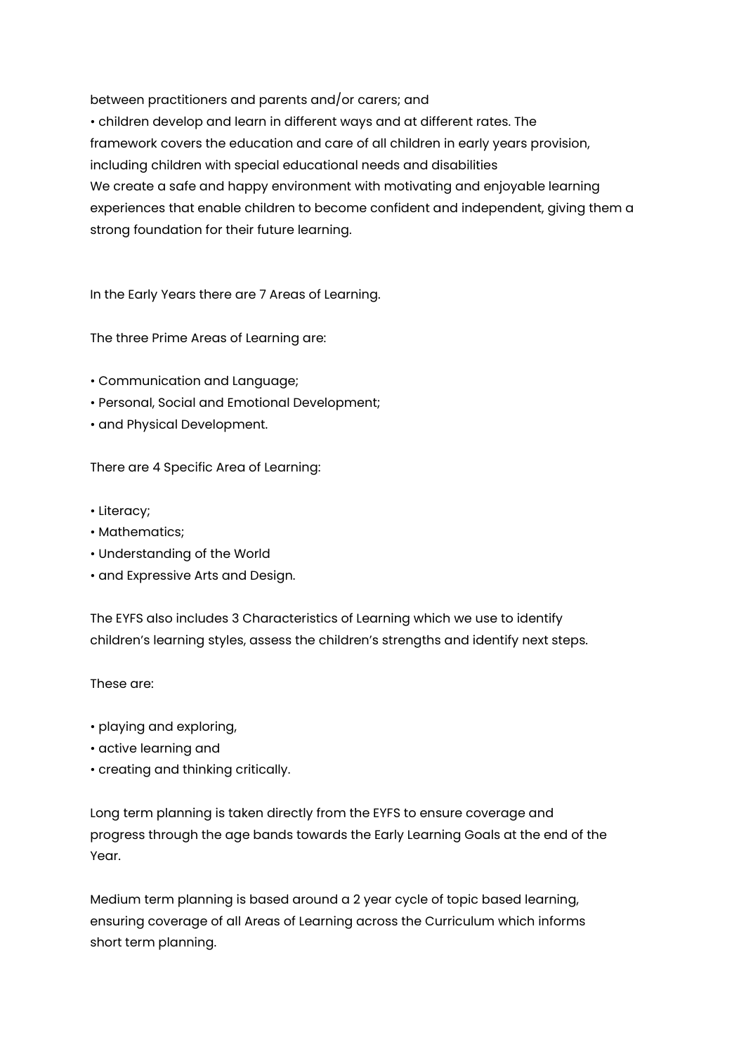between practitioners and parents and/or carers; and

• children develop and learn in different ways and at different rates. The framework covers the education and care of all children in early years provision, including children with special educational needs and disabilities

We create a safe and happy environment with motivating and enjoyable learning experiences that enable children to become confident and independent, giving them a strong foundation for their future learning.

In the Early Years there are 7 Areas of Learning.

The three Prime Areas of Learning are:

- Communication and Language;
- Personal, Social and Emotional Development;
- and Physical Development.

There are 4 Specific Area of Learning:

- Literacy;
- Mathematics;
- Understanding of the World
- and Expressive Arts and Design.

The EYFS also includes 3 Characteristics of Learning which we use to identify children's learning styles, assess the children's strengths and identify next steps.

These are:

- playing and exploring,
- active learning and
- creating and thinking critically.

Long term planning is taken directly from the EYFS to ensure coverage and progress through the age bands towards the Early Learning Goals at the end of the Year.

Medium term planning is based around a 2 year cycle of topic based learning, ensuring coverage of all Areas of Learning across the Curriculum which informs short term planning.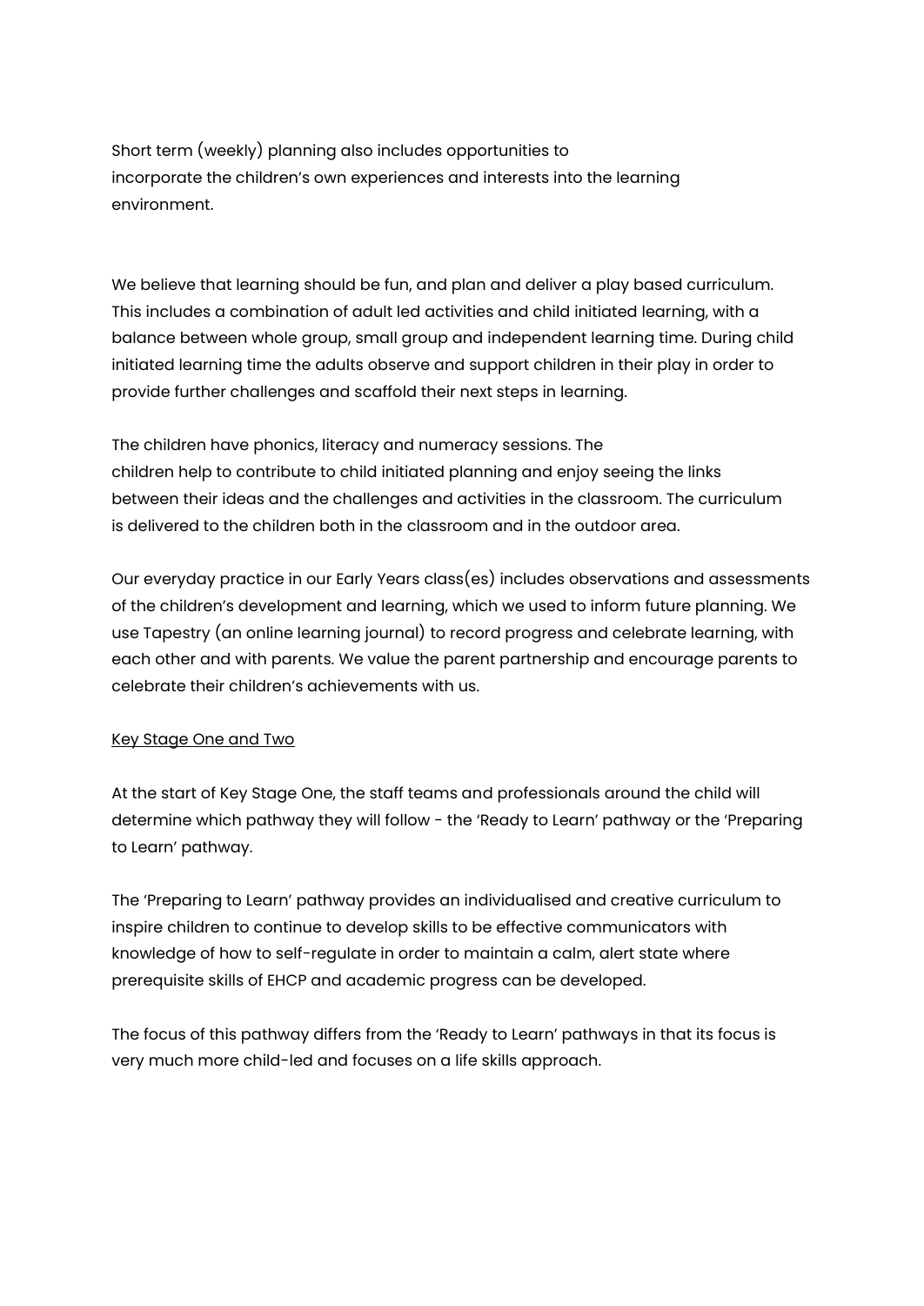Short term (weekly) planning also includes opportunities to incorporate the children's own experiences and interests into the learning environment.

We believe that learning should be fun, and plan and deliver a play based curriculum. This includes a combination of adult led activities and child initiated learning, with a balance between whole group, small group and independent learning time. During child initiated learning time the adults observe and support children in their play in order to provide further challenges and scaffold their next steps in learning.

The children have phonics, literacy and numeracy sessions. The children help to contribute to child initiated planning and enjoy seeing the links between their ideas and the challenges and activities in the classroom. The curriculum is delivered to the children both in the classroom and in the outdoor area.

Our everyday practice in our Early Years class(es) includes observations and assessments of the children's development and learning, which we used to inform future planning. We use Tapestry (an online learning journal) to record progress and celebrate learning, with each other and with parents. We value the parent partnership and encourage parents to celebrate their children's achievements with us.

<u>Key Stage One and Two</u>

At the start of Key Stage One, the staff teams and professionals around the child will determine which pathway they will follow - the 'Ready to Learn' pathway or the 'Preparing to Learn' pathway.

The 'Preparing to Learn' pathway provides an individualised and creative curriculum to inspire children to continue to develop skills to be effective communicators with knowledge of how to self-regulate in order to maintain a calm, alert state where prerequisite skills of EHCP and academic progress can be developed.

The focus of this pathway differs from the 'Ready to Learn' pathways in that its focus is very much more child-led and focuses on a life skills approach.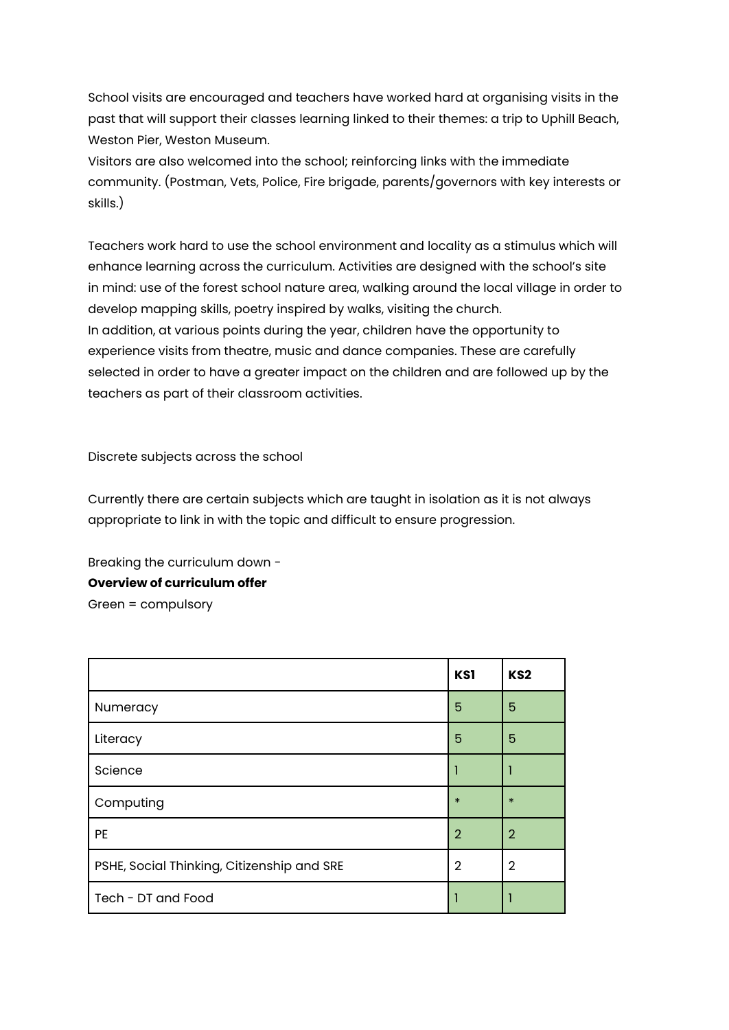School visits are encouraged and teachers have worked hard at organising visits in the past that will support their classes learning linked to their themes: a trip to Uphill Beach, Weston Pier, Weston Museum.
Visitors are also welcomed into the school; reinforcing links with the immediate community. (Postman, Vets, Police, Fire brigade, parents/governors with key interests or skills.)

Teachers work hard to use the school environment and locality as a stimulus which will enhance learning across the curriculum. Activities are designed with the school's site in mind: use of the forest school nature area, walking around the local village in order to develop mapping skills, poetry inspired by walks, visiting the church.
In addition, at various points during the year, children have the opportunity to experience visits from theatre, music and dance companies. These are carefully selected in order to have a greater impact on the children and are followed up by the teachers as part of their classroom activities.

Discrete subjects across the school

Currently there are certain subjects which are taught in isolation as it is not always appropriate to link in with the topic and difficult to ensure progression.

Breaking the curriculum down -
**Overview of curriculum offer**
Green = compulsory

| | **KS1** | **KS2** |
|---|---|---|
| Numeracy | 5 | 5 |
| Literacy | 5 | 5 |
| Science | 1 | 1 |
| Computing | * | * |
| PE | 2 | 2 |
| PSHE, Social Thinking, Citizenship and SRE | 2 | 2 |
| Tech - DT and Food | 1 | 1 |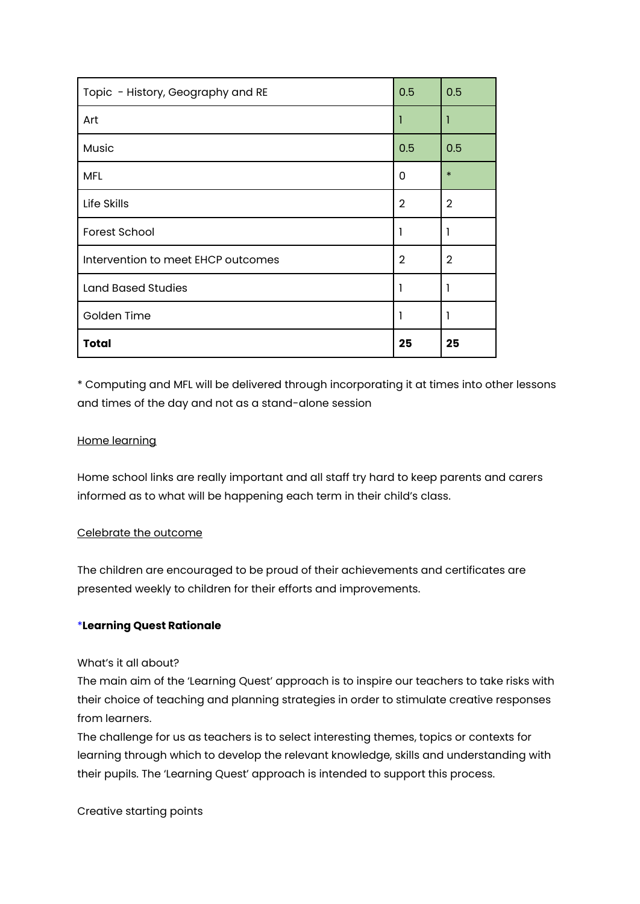| Topic - History, Geography and RE | 0.5 | 0.5 |
|---|---|---|
| Art | 1 | 1 |
| Music | 0.5 | 0.5 |
| MFL | 0 | * |
| Life Skills | 2 | 2 |
| Forest School | 1 | 1 |
| Intervention to meet EHCP outcomes | 2 | 2 |
| Land Based Studies | 1 | 1 |
| Golden Time | 1 | 1 |
| **Total** | **25** | **25** |

* Computing and MFL will be delivered through incorporating it at times into other lessons and times of the day and not as a stand-alone session

Home learning

Home school links are really important and all staff try hard to keep parents and carers informed as to what will be happening each term in their child's class.

Celebrate the outcome

The children are encouraged to be proud of their achievements and certificates are presented weekly to children for their efforts and improvements.

***Learning Quest Rationale**

What's it all about?

The main aim of the 'Learning Quest' approach is to inspire our teachers to take risks with their choice of teaching and planning strategies in order to stimulate creative responses from learners.

The challenge for us as teachers is to select interesting themes, topics or contexts for learning through which to develop the relevant knowledge, skills and understanding with their pupils. The 'Learning Quest' approach is intended to support this process.

Creative starting points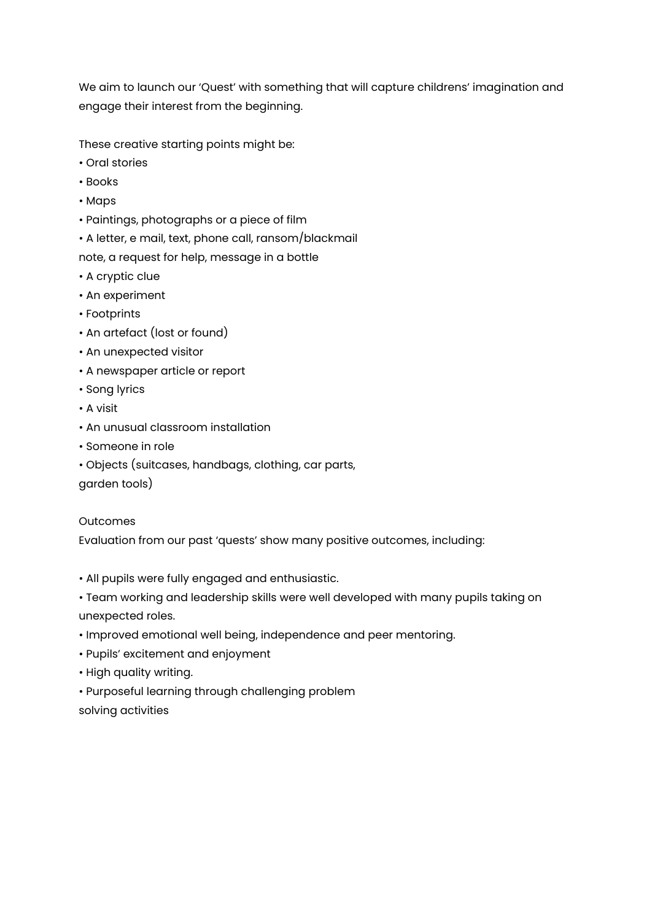We aim to launch our 'Quest' with something that will capture childrens' imagination and engage their interest from the beginning.

These creative starting points might be:

- Oral stories
- Books
- Maps
- Paintings, photographs or a piece of film
- A letter, e mail, text, phone call, ransom/blackmail note, a request for help, message in a bottle
- A cryptic clue
- An experiment
- Footprints
- An artefact (lost or found)
- An unexpected visitor
- A newspaper article or report
- Song lyrics
- A visit
- An unusual classroom installation
- Someone in role
- Objects (suitcases, handbags, clothing, car parts, garden tools)

Outcomes

Evaluation from our past 'quests' show many positive outcomes, including:

- All pupils were fully engaged and enthusiastic.
- Team working and leadership skills were well developed with many pupils taking on unexpected roles.
- Improved emotional well being, independence and peer mentoring.
- Pupils' excitement and enjoyment
- High quality writing.
- Purposeful learning through challenging problem solving activities